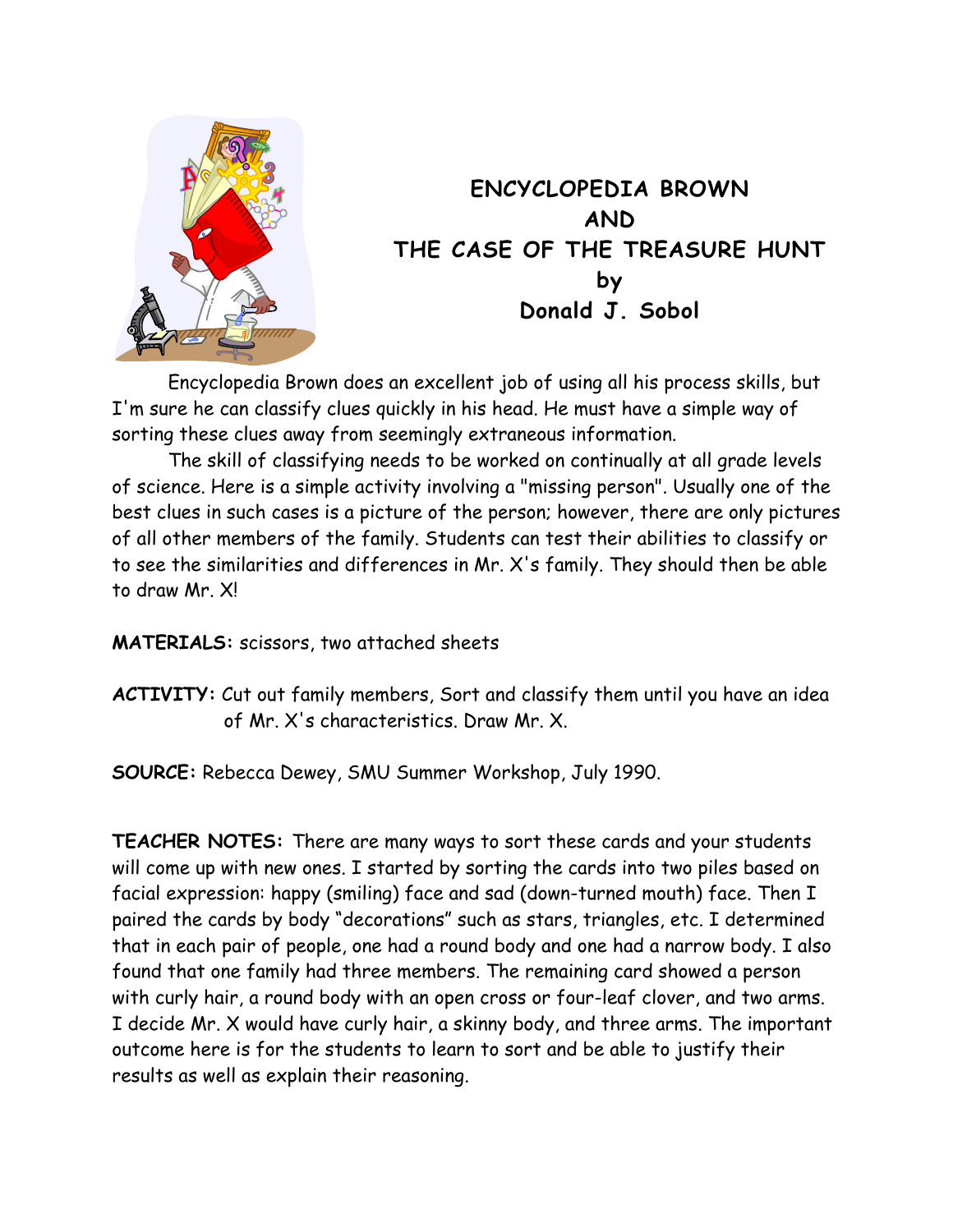# ENCYCLOPEDIA BROWN AND THE CASE OF THE TREASURE HUNT

**by**

**Donald J. Sobol**

Encyclopedia Brown does an excellent job of using all his process skills, but I'm sure he can classify clues quickly in his head. He must have a simple way of sorting these clues away from seemingly extraneous information.

The skill of classifying needs to be worked on continually at all grade levels of science. Here is a simple activity involving a "missing person". Usually one of the best clues in such cases is a picture of the person; however, there are only pictures of all other members of the family. Students can test their abilities to classify or to see the similarities and differences in Mr. X's family. They should then be able to draw Mr. X!

**MATERIALS:** scissors, two attached sheets

**ACTIVITY:** Cut out family members, Sort and classify them until you have an idea of Mr. X's characteristics. Draw Mr. X.

**SOURCE:** Rebecca Dewey, SMU Summer Workshop, July 1990.

**TEACHER NOTES:** There are many ways to sort these cards and your students will come up with new ones. I started by sorting the cards into two piles based on facial expression: happy (smiling) face and sad (down-turned mouth) face. Then I paired the cards by body "decorations" such as stars, triangles, etc. I determined that in each pair of people, one had a round body and one had a narrow body. I also found that one family had three members. The remaining card showed a person with curly hair, a round body with an open cross or four-leaf clover, and two arms. I decide Mr. X would have curly hair, a skinny body, and three arms. The important outcome here is for the students to learn to sort and be able to justify their results as well as explain their reasoning.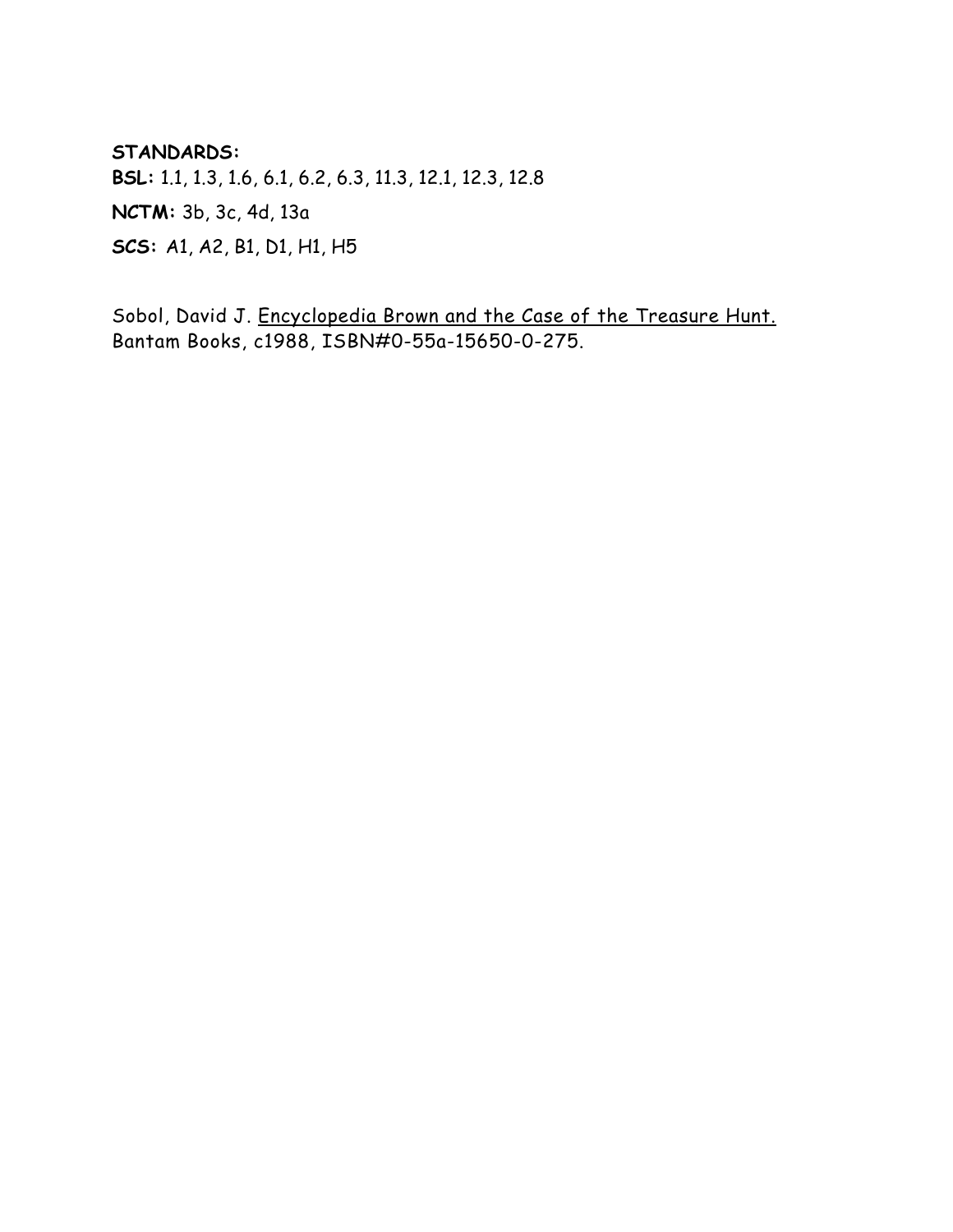**STANDARDS:**

**BSL:** 1.1, 1.3, 1.6, 6.1, 6.2, 6.3, 11.3, 12.1, 12.3, 12.8

**NCTM:** 3b, 3c, 4d, 13a

**SCS:** A1, A2, B1, D1, H1, H5

Sobol, David J. Encyclopedia Brown and the Case of the Treasure Hunt. Bantam Books, c1988, ISBN#0-55a-15650-0-275.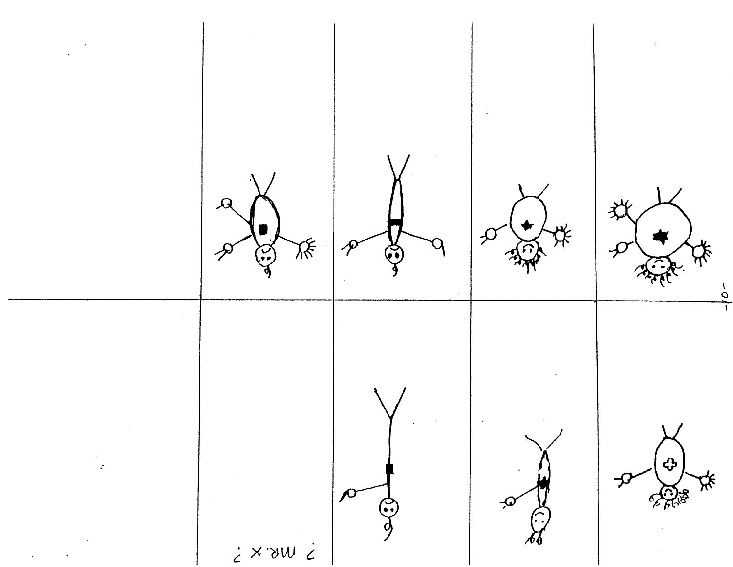? MR. X ?